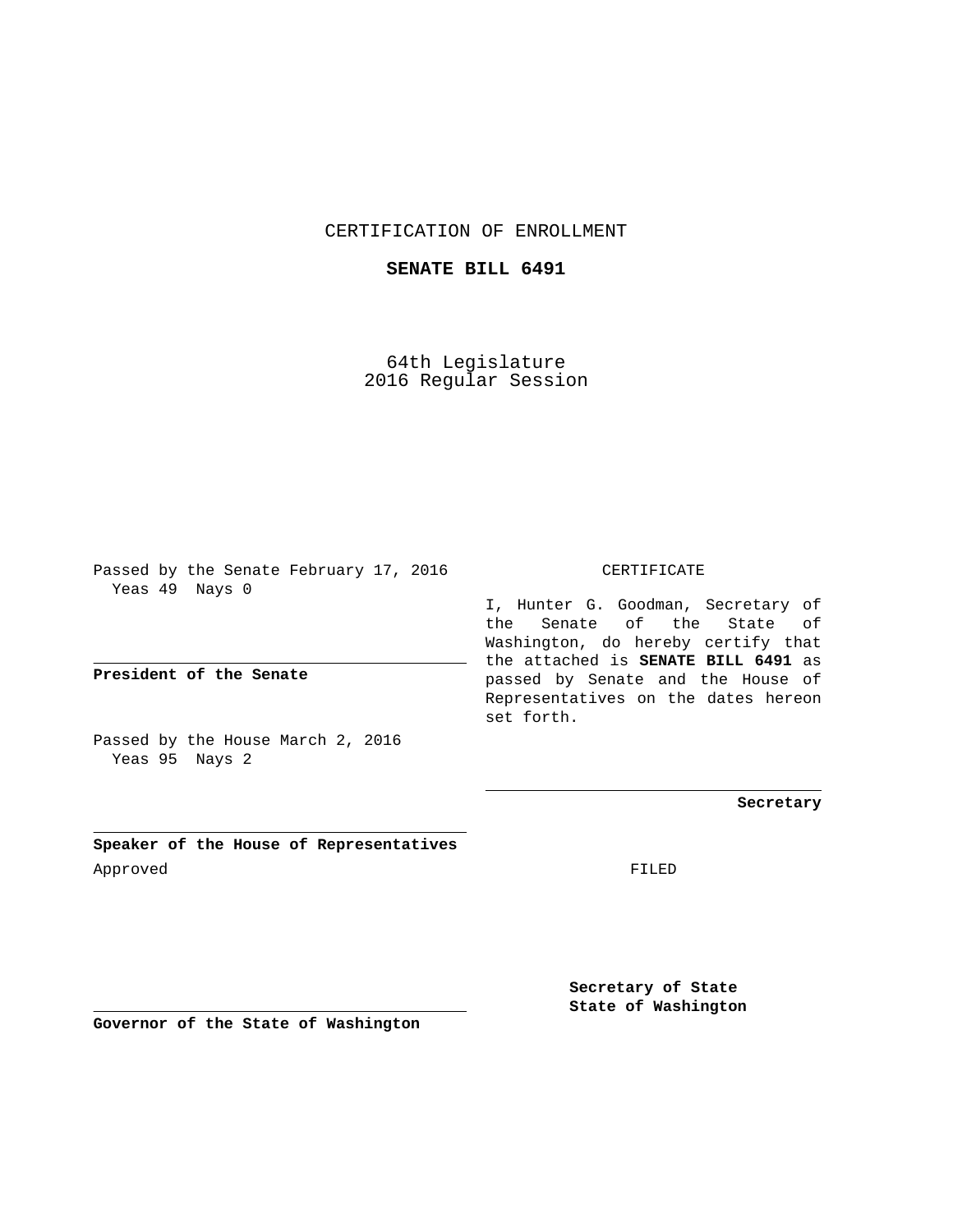CERTIFICATION OF ENROLLMENT

**SENATE BILL 6491**

64th Legislature
2016 Regular Session

Passed by the Senate February 17, 2016
Yeas 49 Nays 0

**President of the Senate**

Passed by the House March 2, 2016
Yeas 95 Nays 2

**Speaker of the House of Representatives**

Approved

**Governor of the State of Washington**

CERTIFICATE

I, Hunter G. Goodman, Secretary of the Senate of the State of Washington, do hereby certify that the attached is **SENATE BILL 6491** as passed by Senate and the House of Representatives on the dates hereon set forth.

**Secretary**

FILED

**Secretary of State**
**State of Washington**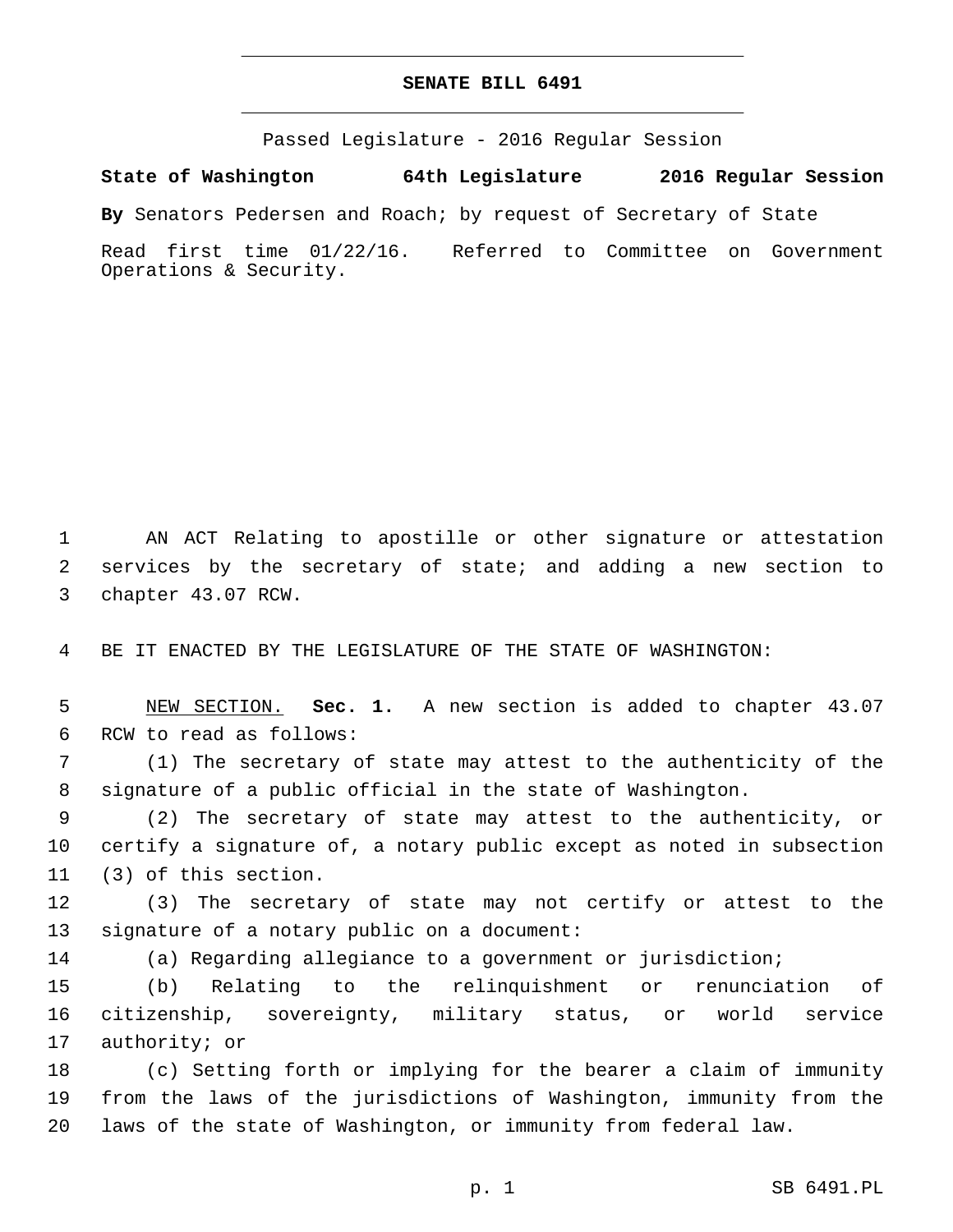# SENATE BILL 6491

Passed Legislature - 2016 Regular Session

**State of Washington 64th Legislature 2016 Regular Session**

**By** Senators Pedersen and Roach; by request of Secretary of State

Read first time 01/22/16. Referred to Committee on Government Operations & Security.

AN ACT Relating to apostille or other signature or attestation services by the secretary of state; and adding a new section to chapter 43.07 RCW.

BE IT ENACTED BY THE LEGISLATURE OF THE STATE OF WASHINGTON:

NEW SECTION. **Sec. 1.** A new section is added to chapter 43.07 RCW to read as follows:

(1) The secretary of state may attest to the authenticity of the signature of a public official in the state of Washington.

(2) The secretary of state may attest to the authenticity, or certify a signature of, a notary public except as noted in subsection (3) of this section.

(3) The secretary of state may not certify or attest to the signature of a notary public on a document:

(a) Regarding allegiance to a government or jurisdiction;

(b) Relating to the relinquishment or renunciation of citizenship, sovereignty, military status, or world service authority; or

(c) Setting forth or implying for the bearer a claim of immunity from the laws of the jurisdictions of Washington, immunity from the laws of the state of Washington, or immunity from federal law.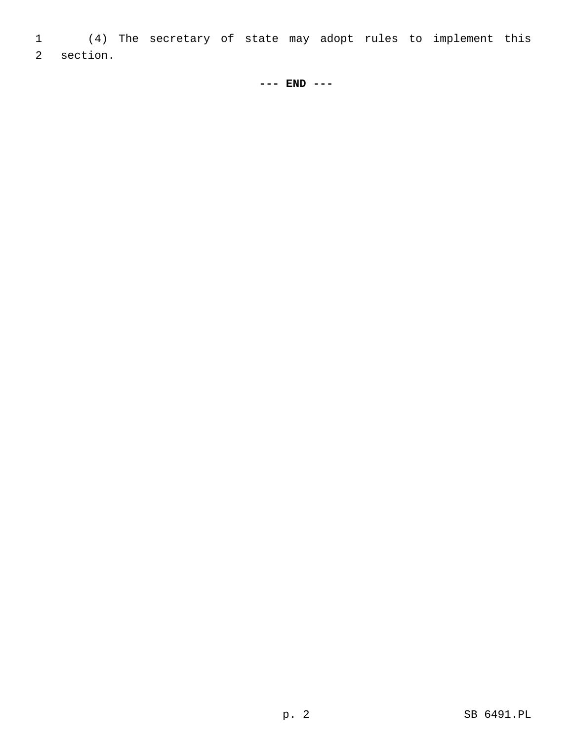(4) The secretary of state may adopt rules to implement this section.

**--- END ---**